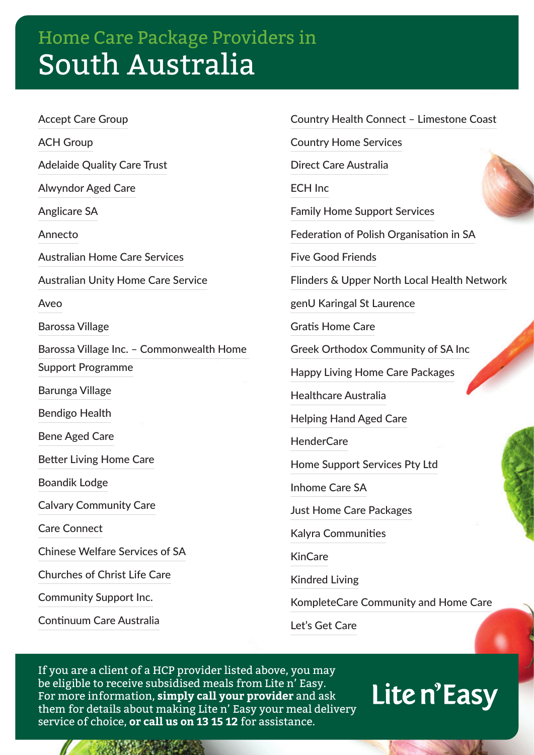# Home Care Package Providers in South Australia

- Accept Care Group
- ACH Group
- Adelaide Quality Care Trust
- Alwyndor Aged Care
- Anglicare SA
- Annecto
- Australian Home Care Services
- Australian Unity Home Care Service
- Aveo
- Barossa Village
- Barossa Village Inc. – Commonwealth Home Support Programme
- Barunga Village
- Bendigo Health
- Bene Aged Care
- Better Living Home Care
- Boandik Lodge
- Calvary Community Care
- Care Connect
- Chinese Welfare Services of SA
- Churches of Christ Life Care
- Community Support Inc.
- Continuum Care Australia
- Country Health Connect – Limestone Coast
- Country Home Services
- Direct Care Australia
- ECH Inc
- Family Home Support Services
- Federation of Polish Organisation in SA
- Five Good Friends
- Flinders & Upper North Local Health Network
- genU Karingal St Laurence
- Gratis Home Care
- Greek Orthodox Community of SA Inc
- Happy Living Home Care Packages
- Healthcare Australia
- Helping Hand Aged Care
- HenderCare
- Home Support Services Pty Ltd
- Inhome Care SA
- Just Home Care Packages
- Kalyra Communities
- KinCare
- Kindred Living
- KompleteCare Community and Home Care
- Let's Get Care

If you are a client of a HCP provider listed above, you may be eligible to receive subsidised meals from Lite n' Easy. For more information, **simply call your provider** and ask them for details about making Lite n' Easy your meal delivery service of choice, **or call us on 13 15 12** for assistance.

Lite n' Easy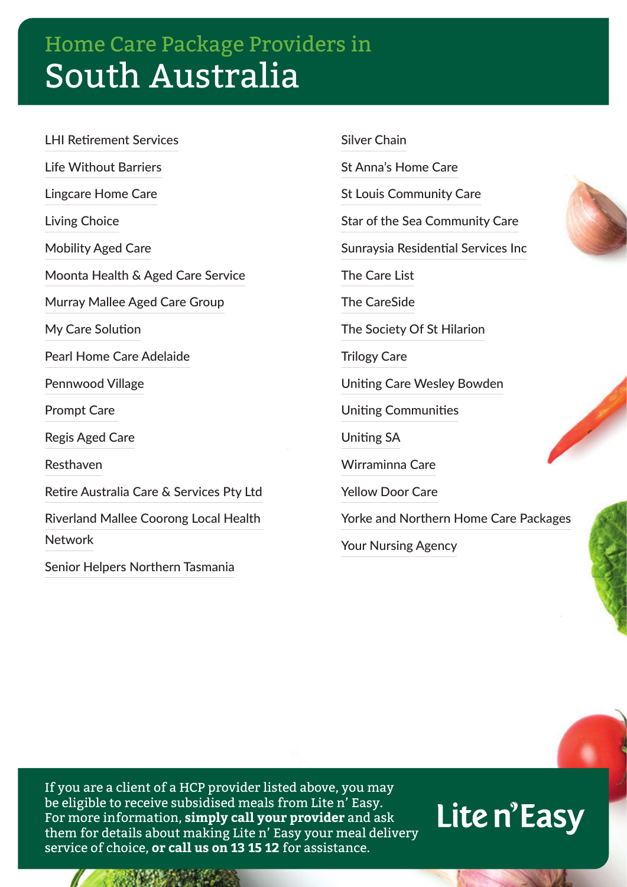# Home Care Package Providers in South Australia

- LHI Retirement Services
- Life Without Barriers
- Lingcare Home Care
- Living Choice
- Mobility Aged Care
- Moonta Health & Aged Care Service
- Murray Mallee Aged Care Group
- My Care Solution
- Pearl Home Care Adelaide
- Pennwood Village
- Prompt Care
- Regis Aged Care
- Resthaven
- Retire Australia Care & Services Pty Ltd
- Riverland Mallee Coorong Local Health Network
- Senior Helpers Northern Tasmania
- Silver Chain
- St Anna's Home Care
- St Louis Community Care
- Star of the Sea Community Care
- Sunraysia Residential Services Inc
- The Care List
- The CareSide
- The Society Of St Hilarion
- Trilogy Care
- Uniting Care Wesley Bowden
- Uniting Communities
- Uniting SA
- Wirraminna Care
- Yellow Door Care
- Yorke and Northern Home Care Packages
- Your Nursing Agency

If you are a client of a HCP provider listed above, you may be eligible to receive subsidised meals from Lite n' Easy. For more information, **simply call your provider** and ask them for details about making Lite n' Easy your meal delivery service of choice, **or call us on 13 15 12** for assistance.

Lite n' Easy